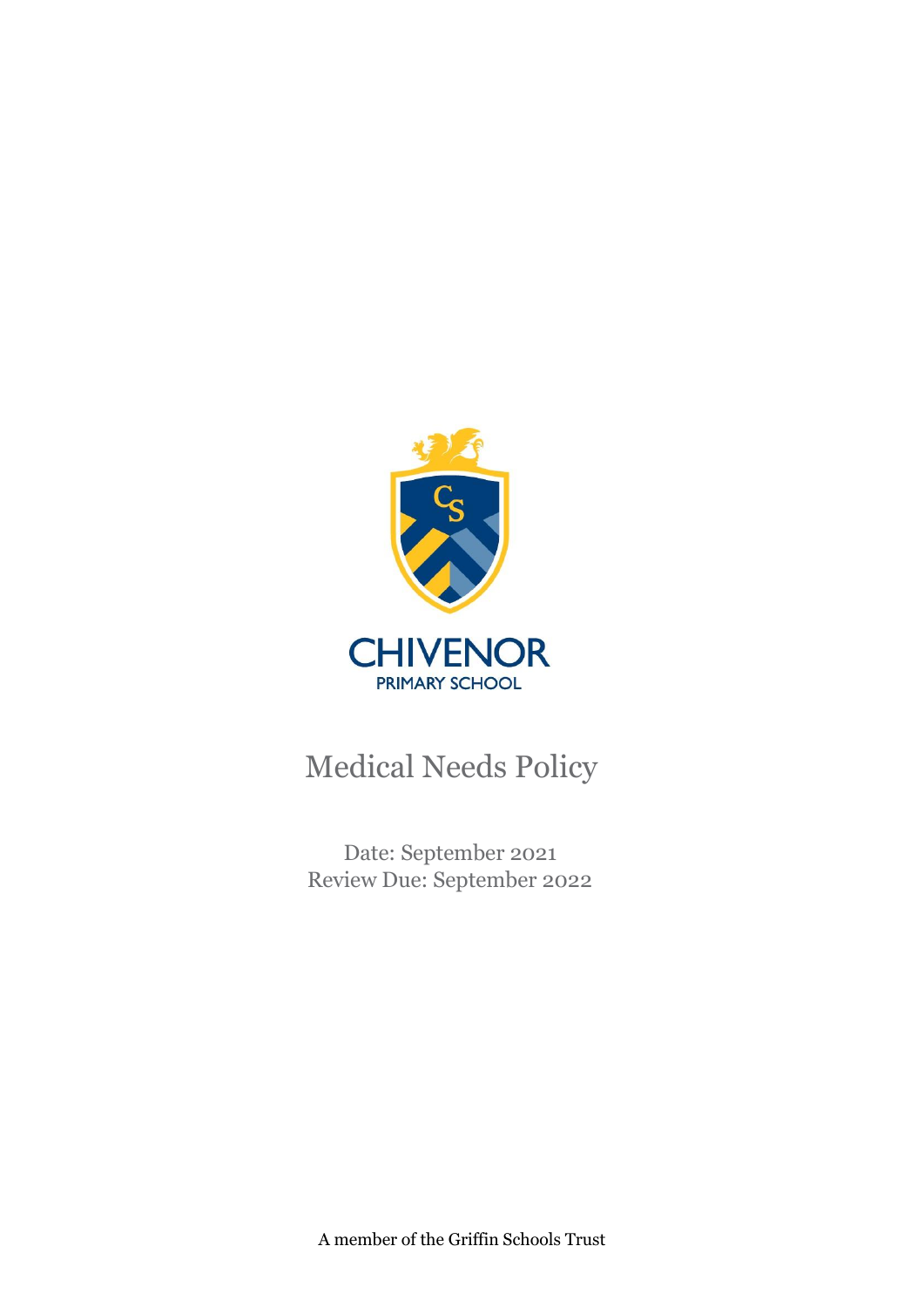CHIVENOR

PRIMARY SCHOOL

# Medical Needs Policy

Date: September 2021

Review Due: September 2022

A member of the Griffin Schools Trust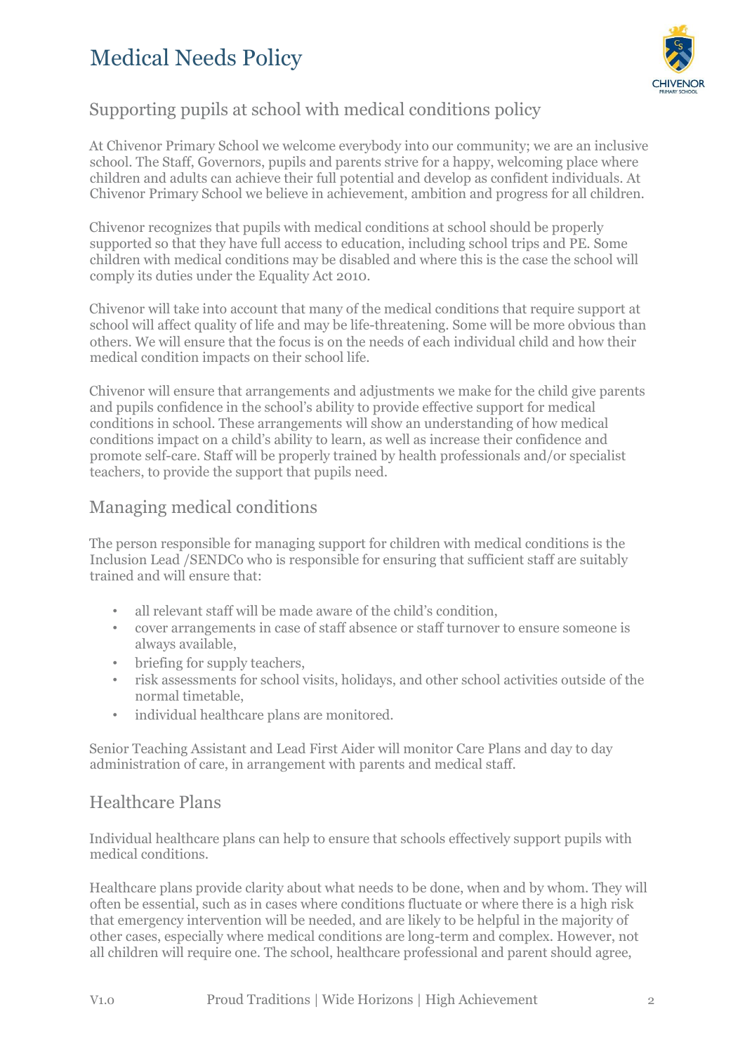# Medical Needs Policy

## Supporting pupils at school with medical conditions policy

At Chivenor Primary School we welcome everybody into our community; we are an inclusive school. The Staff, Governors, pupils and parents strive for a happy, welcoming place where children and adults can achieve their full potential and develop as confident individuals. At Chivenor Primary School we believe in achievement, ambition and progress for all children.

Chivenor recognizes that pupils with medical conditions at school should be properly supported so that they have full access to education, including school trips and PE. Some children with medical conditions may be disabled and where this is the case the school will comply its duties under the Equality Act 2010.

Chivenor will take into account that many of the medical conditions that require support at school will affect quality of life and may be life-threatening. Some will be more obvious than others. We will ensure that the focus is on the needs of each individual child and how their medical condition impacts on their school life.

Chivenor will ensure that arrangements and adjustments we make for the child give parents and pupils confidence in the school's ability to provide effective support for medical conditions in school. These arrangements will show an understanding of how medical conditions impact on a child's ability to learn, as well as increase their confidence and promote self-care. Staff will be properly trained by health professionals and/or specialist teachers, to provide the support that pupils need.

## Managing medical conditions

The person responsible for managing support for children with medical conditions is the Inclusion Lead /SENDCo who is responsible for ensuring that sufficient staff are suitably trained and will ensure that:

- all relevant staff will be made aware of the child's condition,
- cover arrangements in case of staff absence or staff turnover to ensure someone is always available,
- briefing for supply teachers,
- risk assessments for school visits, holidays, and other school activities outside of the normal timetable,
- individual healthcare plans are monitored.

Senior Teaching Assistant and Lead First Aider will monitor Care Plans and day to day administration of care, in arrangement with parents and medical staff.

## Healthcare Plans

Individual healthcare plans can help to ensure that schools effectively support pupils with medical conditions.

Healthcare plans provide clarity about what needs to be done, when and by whom. They will often be essential, such as in cases where conditions fluctuate or where there is a high risk that emergency intervention will be needed, and are likely to be helpful in the majority of other cases, especially where medical conditions are long-term and complex. However, not all children will require one. The school, healthcare professional and parent should agree,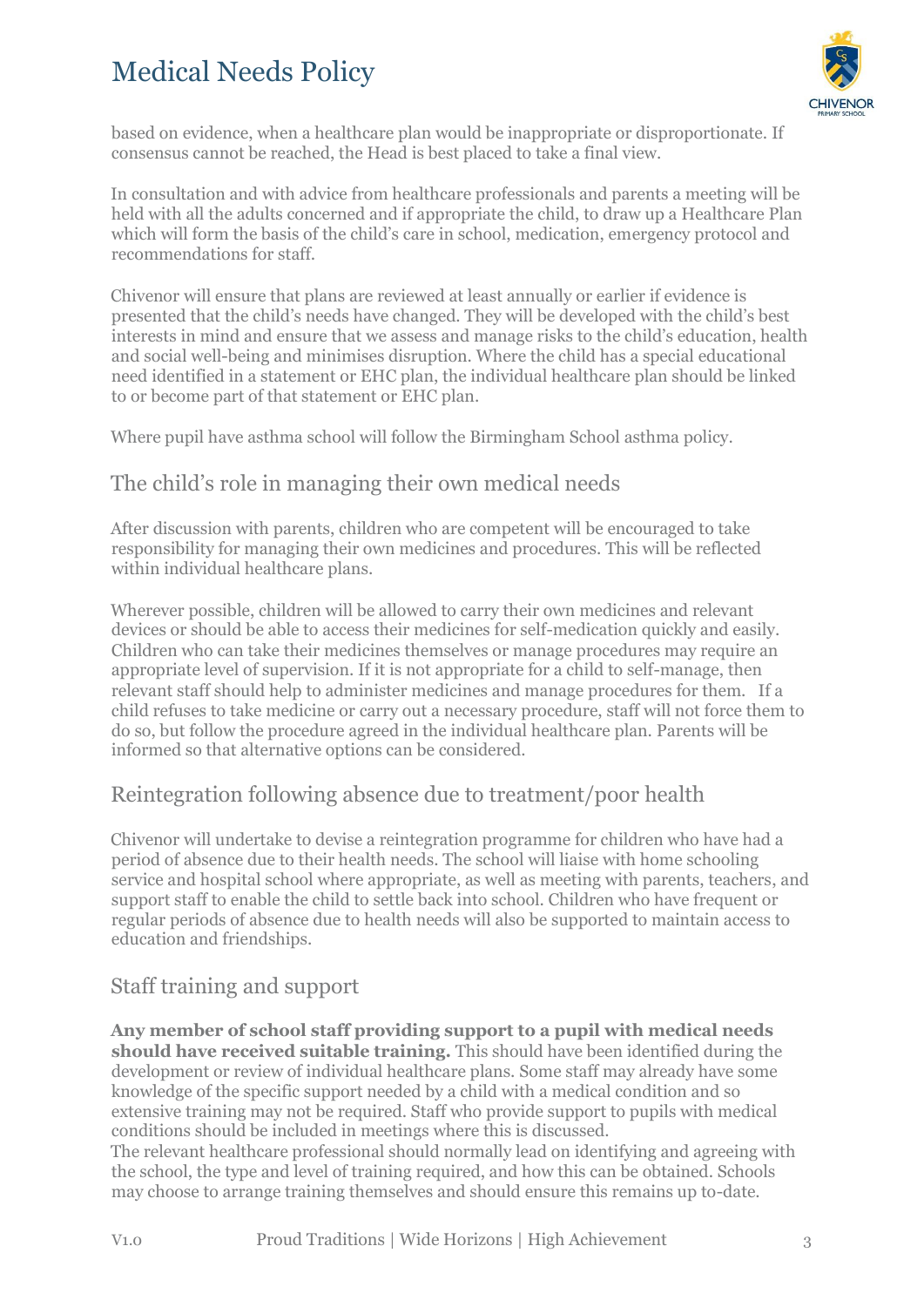based on evidence, when a healthcare plan would be inappropriate or disproportionate. If consensus cannot be reached, the Head is best placed to take a final view.

In consultation and with advice from healthcare professionals and parents a meeting will be held with all the adults concerned and if appropriate the child, to draw up a Healthcare Plan which will form the basis of the child's care in school, medication, emergency protocol and recommendations for staff.

Chivenor will ensure that plans are reviewed at least annually or earlier if evidence is presented that the child's needs have changed. They will be developed with the child's best interests in mind and ensure that we assess and manage risks to the child's education, health and social well-being and minimises disruption. Where the child has a special educational need identified in a statement or EHC plan, the individual healthcare plan should be linked to or become part of that statement or EHC plan.

Where pupil have asthma school will follow the Birmingham School asthma policy.

## The child's role in managing their own medical needs

After discussion with parents, children who are competent will be encouraged to take responsibility for managing their own medicines and procedures. This will be reflected within individual healthcare plans.

Wherever possible, children will be allowed to carry their own medicines and relevant devices or should be able to access their medicines for self-medication quickly and easily. Children who can take their medicines themselves or manage procedures may require an appropriate level of supervision. If it is not appropriate for a child to self-manage, then relevant staff should help to administer medicines and manage procedures for them. If a child refuses to take medicine or carry out a necessary procedure, staff will not force them to do so, but follow the procedure agreed in the individual healthcare plan. Parents will be informed so that alternative options can be considered.

## Reintegration following absence due to treatment/poor health

Chivenor will undertake to devise a reintegration programme for children who have had a period of absence due to their health needs. The school will liaise with home schooling service and hospital school where appropriate, as well as meeting with parents, teachers, and support staff to enable the child to settle back into school. Children who have frequent or regular periods of absence due to health needs will also be supported to maintain access to education and friendships.

## Staff training and support

**Any member of school staff providing support to a pupil with medical needs should have received suitable training.** This should have been identified during the development or review of individual healthcare plans. Some staff may already have some knowledge of the specific support needed by a child with a medical condition and so extensive training may not be required. Staff who provide support to pupils with medical conditions should be included in meetings where this is discussed.
The relevant healthcare professional should normally lead on identifying and agreeing with the school, the type and level of training required, and how this can be obtained. Schools may choose to arrange training themselves and should ensure this remains up to-date.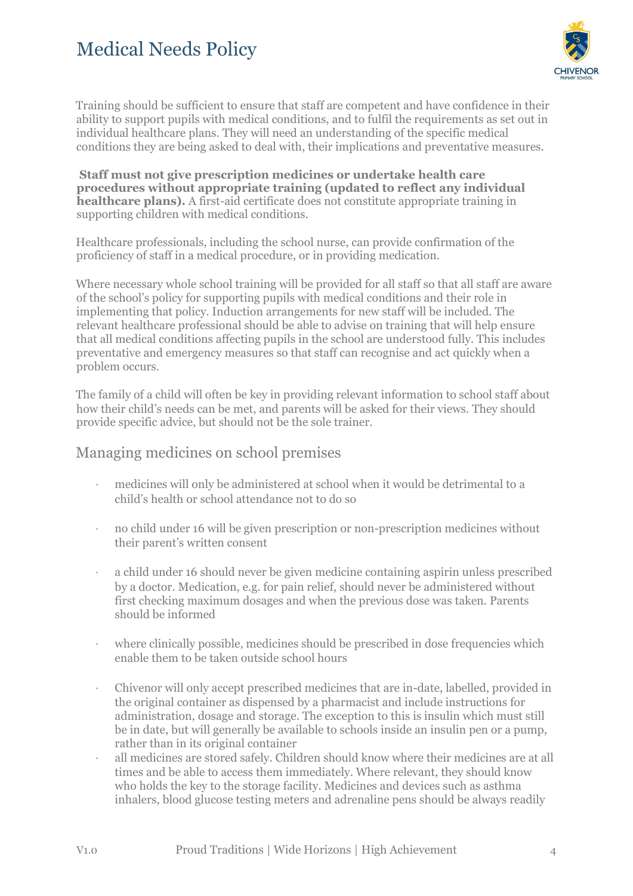Training should be sufficient to ensure that staff are competent and have confidence in their ability to support pupils with medical conditions, and to fulfil the requirements as set out in individual healthcare plans. They will need an understanding of the specific medical conditions they are being asked to deal with, their implications and preventative measures.

**Staff must not give prescription medicines or undertake health care procedures without appropriate training (updated to reflect any individual healthcare plans).** A first-aid certificate does not constitute appropriate training in supporting children with medical conditions.

Healthcare professionals, including the school nurse, can provide confirmation of the proficiency of staff in a medical procedure, or in providing medication.

Where necessary whole school training will be provided for all staff so that all staff are aware of the school's policy for supporting pupils with medical conditions and their role in implementing that policy. Induction arrangements for new staff will be included. The relevant healthcare professional should be able to advise on training that will help ensure that all medical conditions affecting pupils in the school are understood fully. This includes preventative and emergency measures so that staff can recognise and act quickly when a problem occurs.

The family of a child will often be key in providing relevant information to school staff about how their child's needs can be met, and parents will be asked for their views. They should provide specific advice, but should not be the sole trainer.

## Managing medicines on school premises

- medicines will only be administered at school when it would be detrimental to a child's health or school attendance not to do so
- no child under 16 will be given prescription or non-prescription medicines without their parent's written consent
- a child under 16 should never be given medicine containing aspirin unless prescribed by a doctor. Medication, e.g. for pain relief, should never be administered without first checking maximum dosages and when the previous dose was taken. Parents should be informed
- where clinically possible, medicines should be prescribed in dose frequencies which enable them to be taken outside school hours
- Chivenor will only accept prescribed medicines that are in-date, labelled, provided in the original container as dispensed by a pharmacist and include instructions for administration, dosage and storage. The exception to this is insulin which must still be in date, but will generally be available to schools inside an insulin pen or a pump, rather than in its original container
- all medicines are stored safely. Children should know where their medicines are at all times and be able to access them immediately. Where relevant, they should know who holds the key to the storage facility. Medicines and devices such as asthma inhalers, blood glucose testing meters and adrenaline pens should be always readily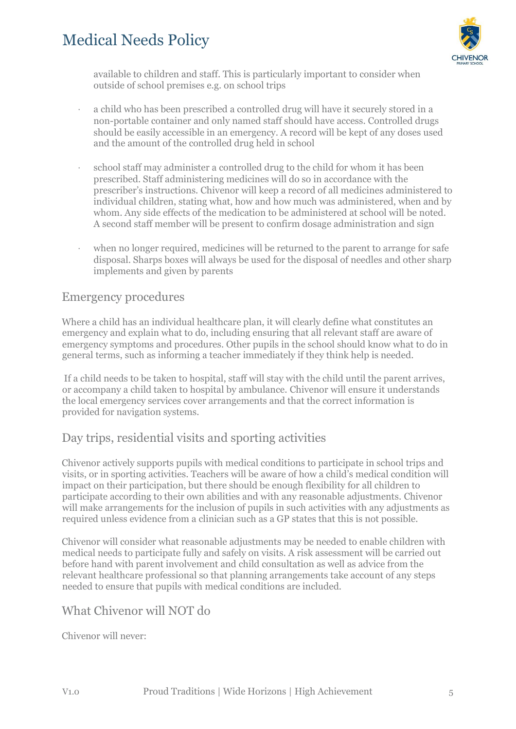available to children and staff. This is particularly important to consider when outside of school premises e.g. on school trips

- a child who has been prescribed a controlled drug will have it securely stored in a non-portable container and only named staff should have access. Controlled drugs should be easily accessible in an emergency. A record will be kept of any doses used and the amount of the controlled drug held in school

- school staff may administer a controlled drug to the child for whom it has been prescribed. Staff administering medicines will do so in accordance with the prescriber's instructions. Chivenor will keep a record of all medicines administered to individual children, stating what, how and how much was administered, when and by whom. Any side effects of the medication to be administered at school will be noted. A second staff member will be present to confirm dosage administration and sign

- when no longer required, medicines will be returned to the parent to arrange for safe disposal. Sharps boxes will always be used for the disposal of needles and other sharp implements and given by parents

## Emergency procedures

Where a child has an individual healthcare plan, it will clearly define what constitutes an emergency and explain what to do, including ensuring that all relevant staff are aware of emergency symptoms and procedures. Other pupils in the school should know what to do in general terms, such as informing a teacher immediately if they think help is needed.

If a child needs to be taken to hospital, staff will stay with the child until the parent arrives, or accompany a child taken to hospital by ambulance. Chivenor will ensure it understands the local emergency services cover arrangements and that the correct information is provided for navigation systems.

## Day trips, residential visits and sporting activities

Chivenor actively supports pupils with medical conditions to participate in school trips and visits, or in sporting activities. Teachers will be aware of how a child's medical condition will impact on their participation, but there should be enough flexibility for all children to participate according to their own abilities and with any reasonable adjustments. Chivenor will make arrangements for the inclusion of pupils in such activities with any adjustments as required unless evidence from a clinician such as a GP states that this is not possible.

Chivenor will consider what reasonable adjustments may be needed to enable children with medical needs to participate fully and safely on visits. A risk assessment will be carried out before hand with parent involvement and child consultation as well as advice from the relevant healthcare professional so that planning arrangements take account of any steps needed to ensure that pupils with medical conditions are included.

## What Chivenor will NOT do

Chivenor will never: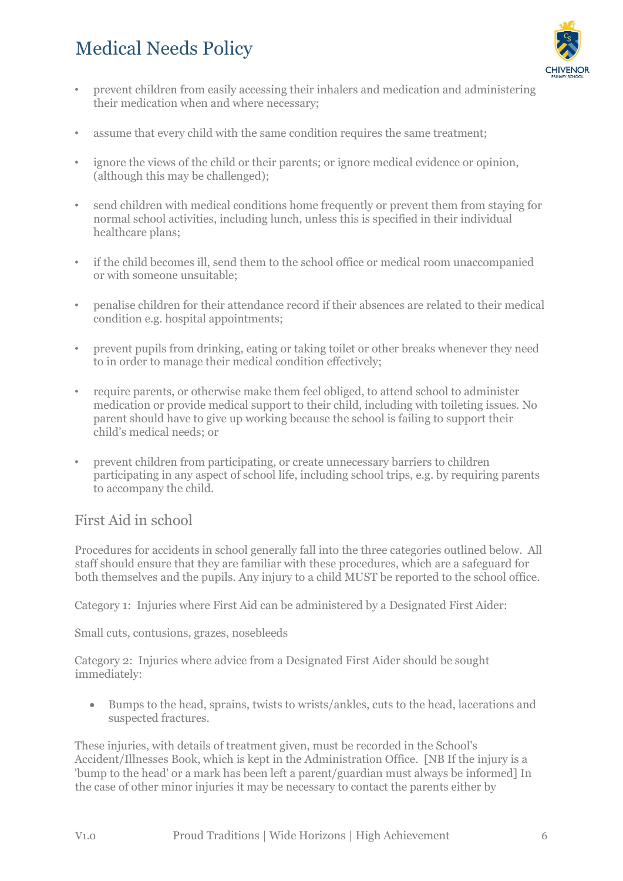- prevent children from easily accessing their inhalers and medication and administering their medication when and where necessary;

- assume that every child with the same condition requires the same treatment;

- ignore the views of the child or their parents; or ignore medical evidence or opinion, (although this may be challenged);

- send children with medical conditions home frequently or prevent them from staying for normal school activities, including lunch, unless this is specified in their individual healthcare plans;

- if the child becomes ill, send them to the school office or medical room unaccompanied or with someone unsuitable;

- penalise children for their attendance record if their absences are related to their medical condition e.g. hospital appointments;

- prevent pupils from drinking, eating or taking toilet or other breaks whenever they need to in order to manage their medical condition effectively;

- require parents, or otherwise make them feel obliged, to attend school to administer medication or provide medical support to their child, including with toileting issues. No parent should have to give up working because the school is failing to support their child's medical needs; or

- prevent children from participating, or create unnecessary barriers to children participating in any aspect of school life, including school trips, e.g. by requiring parents to accompany the child.

## First Aid in school

Procedures for accidents in school generally fall into the three categories outlined below. All staff should ensure that they are familiar with these procedures, which are a safeguard for both themselves and the pupils. Any injury to a child MUST be reported to the school office.

Category 1: Injuries where First Aid can be administered by a Designated First Aider:

Small cuts, contusions, grazes, nosebleeds

Category 2: Injuries where advice from a Designated First Aider should be sought immediately:

- Bumps to the head, sprains, twists to wrists/ankles, cuts to the head, lacerations and suspected fractures.

These injuries, with details of treatment given, must be recorded in the School's Accident/Illnesses Book, which is kept in the Administration Office. [NB If the injury is a 'bump to the head' or a mark has been left a parent/guardian must always be informed] In the case of other minor injuries it may be necessary to contact the parents either by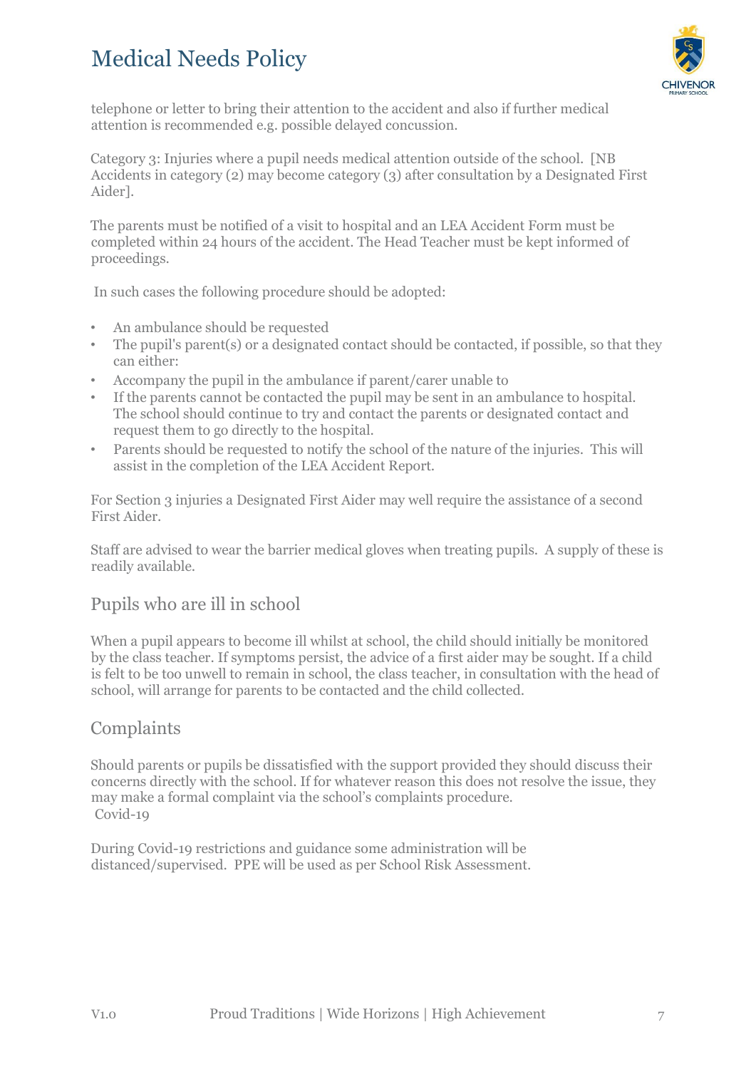telephone or letter to bring their attention to the accident and also if further medical attention is recommended e.g. possible delayed concussion.

Category 3: Injuries where a pupil needs medical attention outside of the school. [NB Accidents in category (2) may become category (3) after consultation by a Designated First Aider].

The parents must be notified of a visit to hospital and an LEA Accident Form must be completed within 24 hours of the accident. The Head Teacher must be kept informed of proceedings.

In such cases the following procedure should be adopted:

- An ambulance should be requested
- The pupil's parent(s) or a designated contact should be contacted, if possible, so that they can either:
- Accompany the pupil in the ambulance if parent/carer unable to
- If the parents cannot be contacted the pupil may be sent in an ambulance to hospital. The school should continue to try and contact the parents or designated contact and request them to go directly to the hospital.
- Parents should be requested to notify the school of the nature of the injuries. This will assist in the completion of the LEA Accident Report.

For Section 3 injuries a Designated First Aider may well require the assistance of a second First Aider.

Staff are advised to wear the barrier medical gloves when treating pupils. A supply of these is readily available.

## Pupils who are ill in school

When a pupil appears to become ill whilst at school, the child should initially be monitored by the class teacher. If symptoms persist, the advice of a first aider may be sought. If a child is felt to be too unwell to remain in school, the class teacher, in consultation with the head of school, will arrange for parents to be contacted and the child collected.

## Complaints

Should parents or pupils be dissatisfied with the support provided they should discuss their concerns directly with the school. If for whatever reason this does not resolve the issue, they may make a formal complaint via the school's complaints procedure.

Covid-19

During Covid-19 restrictions and guidance some administration will be distanced/supervised. PPE will be used as per School Risk Assessment.